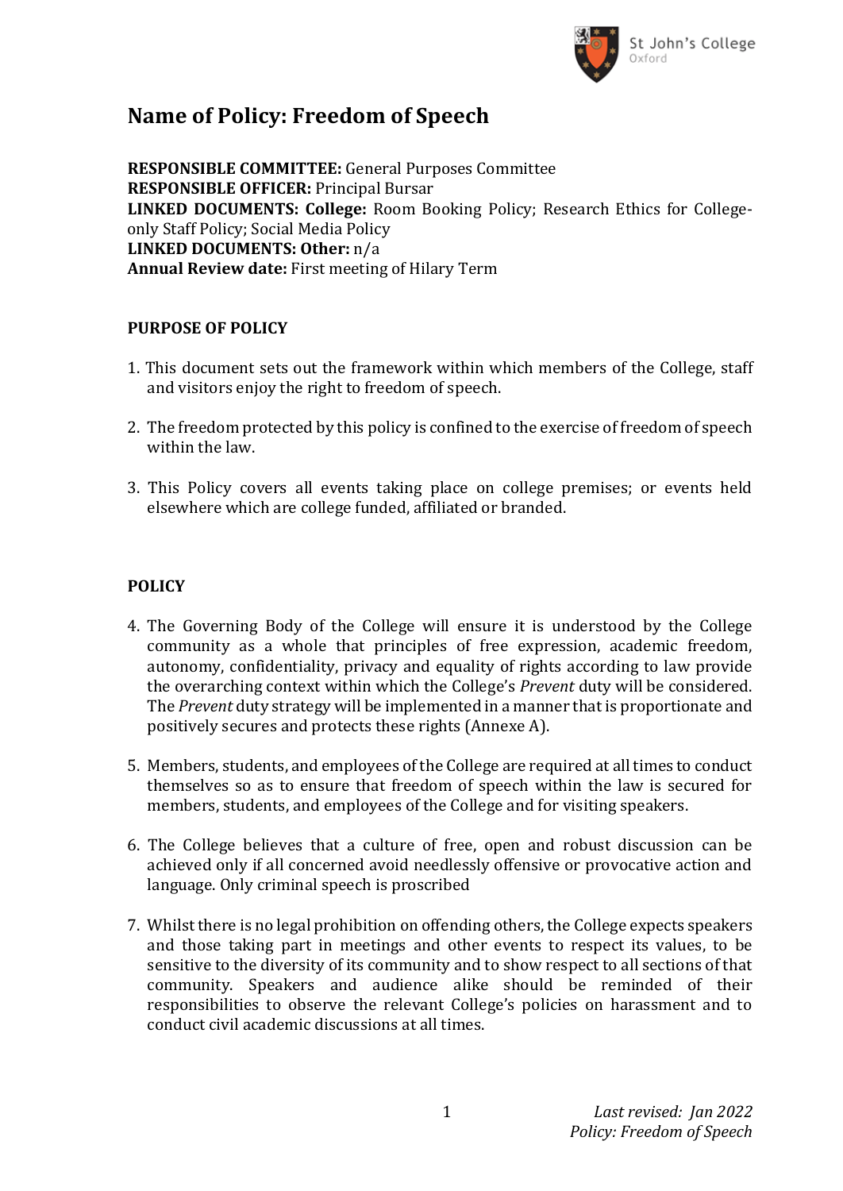# Name of Policy: Freedom of Speech

**RESPONSIBLE COMMITTEE:** General Purposes Committee
**RESPONSIBLE OFFICER:** Principal Bursar
**LINKED DOCUMENTS: College:** Room Booking Policy; Research Ethics for College-only Staff Policy; Social Media Policy
**LINKED DOCUMENTS: Other:** n/a
**Annual Review date:** First meeting of Hilary Term

**PURPOSE OF POLICY**

1. This document sets out the framework within which members of the College, staff and visitors enjoy the right to freedom of speech.

2. The freedom protected by this policy is confined to the exercise of freedom of speech within the law.

3. This Policy covers all events taking place on college premises; or events held elsewhere which are college funded, affiliated or branded.

**POLICY**

4. The Governing Body of the College will ensure it is understood by the College community as a whole that principles of free expression, academic freedom, autonomy, confidentiality, privacy and equality of rights according to law provide the overarching context within which the College's *Prevent* duty will be considered. The *Prevent* duty strategy will be implemented in a manner that is proportionate and positively secures and protects these rights (Annexe A).

5. Members, students, and employees of the College are required at all times to conduct themselves so as to ensure that freedom of speech within the law is secured for members, students, and employees of the College and for visiting speakers.

6. The College believes that a culture of free, open and robust discussion can be achieved only if all concerned avoid needlessly offensive or provocative action and language. Only criminal speech is proscribed

7. Whilst there is no legal prohibition on offending others, the College expects speakers and those taking part in meetings and other events to respect its values, to be sensitive to the diversity of its community and to show respect to all sections of that community. Speakers and audience alike should be reminded of their responsibilities to observe the relevant College's policies on harassment and to conduct civil academic discussions at all times.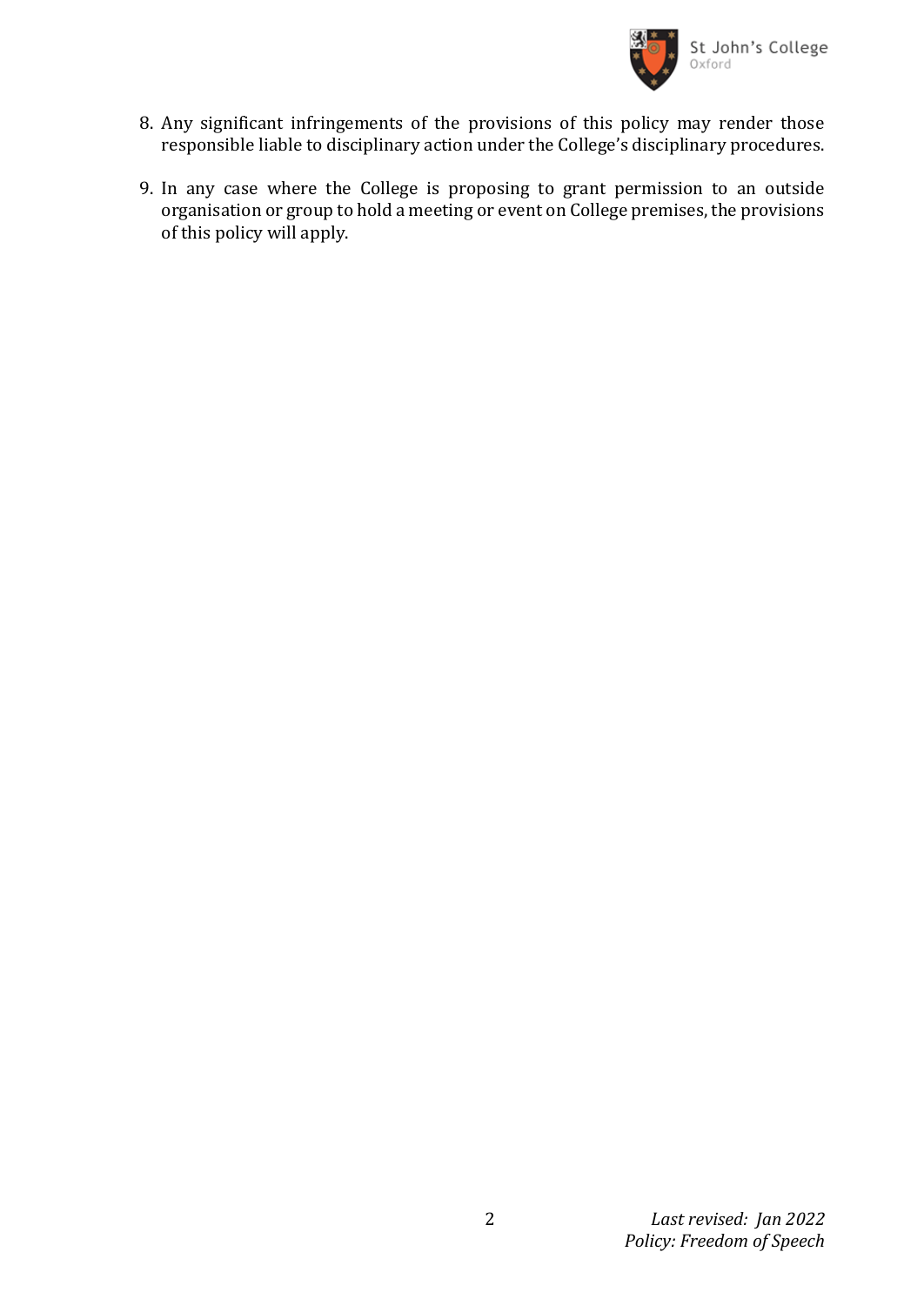8. Any significant infringements of the provisions of this policy may render those responsible liable to disciplinary action under the College's disciplinary procedures.

9. In any case where the College is proposing to grant permission to an outside organisation or group to hold a meeting or event on College premises, the provisions of this policy will apply.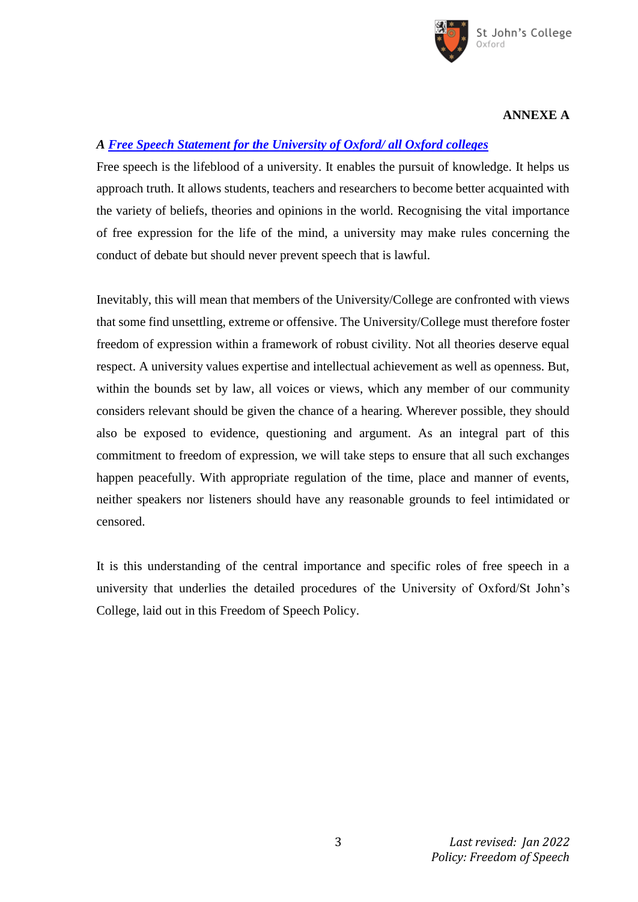**ANNEXE A**

***A [Free Speech Statement for the University of Oxford/ all Oxford colleges](#)***

Free speech is the lifeblood of a university. It enables the pursuit of knowledge. It helps us approach truth. It allows students, teachers and researchers to become better acquainted with the variety of beliefs, theories and opinions in the world. Recognising the vital importance of free expression for the life of the mind, a university may make rules concerning the conduct of debate but should never prevent speech that is lawful.

Inevitably, this will mean that members of the University/College are confronted with views that some find unsettling, extreme or offensive. The University/College must therefore foster freedom of expression within a framework of robust civility. Not all theories deserve equal respect. A university values expertise and intellectual achievement as well as openness. But, within the bounds set by law, all voices or views, which any member of our community considers relevant should be given the chance of a hearing. Wherever possible, they should also be exposed to evidence, questioning and argument. As an integral part of this commitment to freedom of expression, we will take steps to ensure that all such exchanges happen peacefully. With appropriate regulation of the time, place and manner of events, neither speakers nor listeners should have any reasonable grounds to feel intimidated or censored.

It is this understanding of the central importance and specific roles of free speech in a university that underlies the detailed procedures of the University of Oxford/St John's College, laid out in this Freedom of Speech Policy.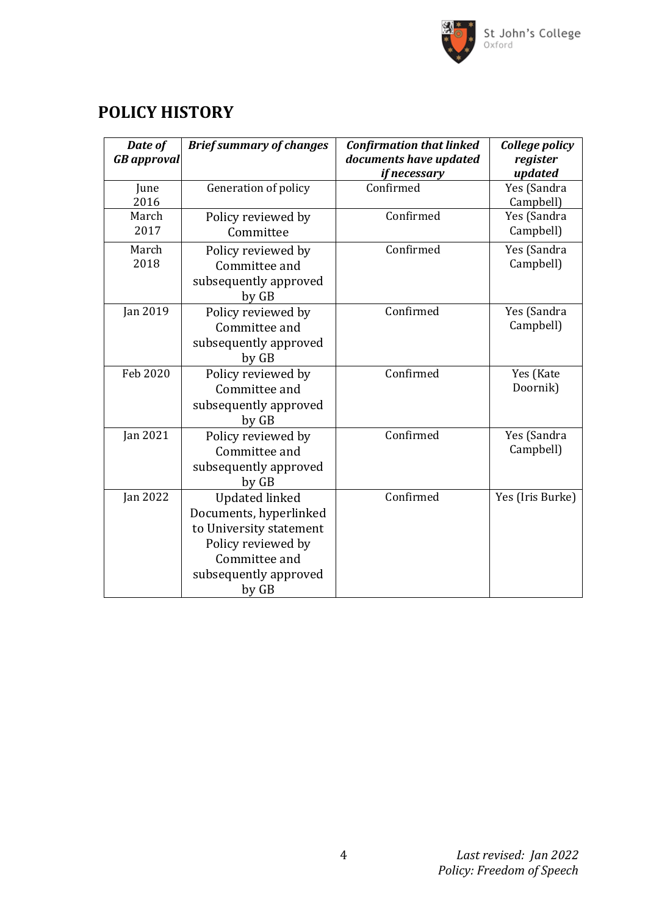## POLICY HISTORY

| ***Date of GB approval*** | ***Brief summary of changes*** | ***Confirmation that linked documents have updated if necessary*** | ***College policy register updated*** |
|---|---|---|---|
| June 2016 | Generation of policy | Confirmed | Yes (Sandra Campbell) |
| March 2017 | Policy reviewed by Committee | Confirmed | Yes (Sandra Campbell) |
| March 2018 | Policy reviewed by Committee and subsequently approved by GB | Confirmed | Yes (Sandra Campbell) |
| Jan 2019 | Policy reviewed by Committee and subsequently approved by GB | Confirmed | Yes (Sandra Campbell) |
| Feb 2020 | Policy reviewed by Committee and subsequently approved by GB | Confirmed | Yes (Kate Doornik) |
| Jan 2021 | Policy reviewed by Committee and subsequently approved by GB | Confirmed | Yes (Sandra Campbell) |
| Jan 2022 | Updated linked Documents, hyperlinked to University statement Policy reviewed by Committee and subsequently approved by GB | Confirmed | Yes (Iris Burke) |